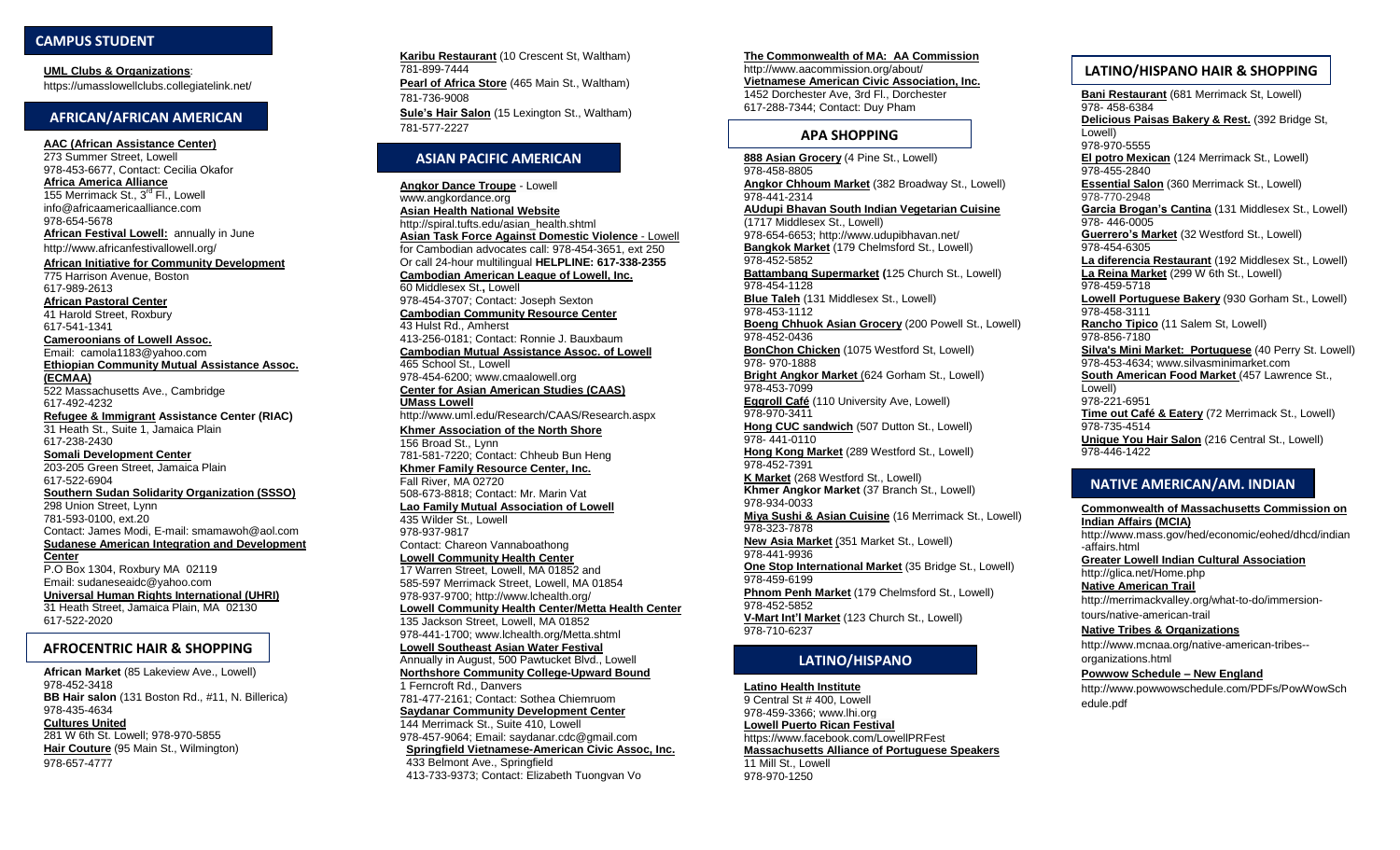## CAMPUS STUDENT

**UML Clubs & Organizations**:
https://umasslowellclubs.collegiatelink.net/

## AFRICAN/AFRICAN AMERICAN

**AAC (African Assistance Center)**
273 Summer Street, Lowell
978-453-6677, Contact: Cecilia Okafor

**Africa America Alliance**
155 Merrimack St., 3rd Fl., Lowell
info@africaamericaalliance.com
978-654-5678

**African Festival Lowell:** annually in June
http://www.africanfestivallowell.org/

**African Initiative for Community Development**
775 Harrison Avenue, Boston
617-989-2613

**African Pastoral Center**
41 Harold Street, Roxbury
617-541-1341

**Cameroonians of Lowell Assoc.**
Email: camola1183@yahoo.com

**Ethiopian Community Mutual Assistance Assoc. (ECMAA)**
522 Massachusetts Ave., Cambridge
617-492-4232

**Refugee & Immigrant Assistance Center (RIAC)**
31 Heath St., Suite 1, Jamaica Plain
617-238-2430

**Somali Development Center**
203-205 Green Street, Jamaica Plain
617-522-6904

**Southern Sudan Solidarity Organization (SSSO)**
298 Union Street, Lynn
781-593-0100, ext.20
Contact: James Modi, E-mail: smamawoh@aol.com

**Sudanese American Integration and Development Center**
P.O Box 1304, Roxbury MA 02119
Email: sudaneseaidc@yahoo.com

**Universal Human Rights International (UHRI)**
31 Heath Street, Jamaica Plain, MA 02130
617-522-2020

## AFROCENTRIC HAIR & SHOPPING

**African Market** (85 Lakeview Ave., Lowell)
978-452-3418

**BB Hair salon** (131 Boston Rd., #11, N. Billerica)
978-435-4634

**Cultures United**
281 W 6th St. Lowell; 978-970-5855

**Hair Couture** (95 Main St., Wilmington)
978-657-4777

**Karibu Restaurant** (10 Crescent St, Waltham)
781-899-7444

**Pearl of Africa Store** (465 Main St., Waltham)
781-736-9008

**Sule's Hair Salon** (15 Lexington St., Waltham)
781-577-2227

## ASIAN PACIFIC AMERICAN

**Angkor Dance Troupe** - Lowell
www.angkordance.org

**Asian Health National Website**
http://spiral.tufts.edu/asian_health.shtml

**Asian Task Force Against Domestic Violence** - Lowell
for Cambodian advocates call: 978-454-3651, ext 250
Or call 24-hour multilingual **HELPLINE: 617-338-2355**

**Cambodian American League of Lowell, Inc.**
60 Middlesex St., Lowell
978-454-3707; Contact: Joseph Sexton

**Cambodian Community Resource Center**
43 Hulst Rd., Amherst
413-256-0181; Contact: Ronnie J. Bauxbaum

**Cambodian Mutual Assistance Assoc. of Lowell**
465 School St., Lowell
978-454-6200; www.cmaalowell.org

**Center for Asian American Studies (CAAS) UMass Lowell**
http://www.uml.edu/Research/CAAS/Research.aspx

**Khmer Association of the North Shore**
156 Broad St., Lynn
781-581-7220; Contact: Chheub Bun Heng

**Khmer Family Resource Center, Inc.**
Fall River, MA 02720
508-673-8818; Contact: Mr. Marin Vat

**Lao Family Mutual Association of Lowell**
435 Wilder St., Lowell
978-937-9817
Contact: Chareon Vannaboathong

**Lowell Community Health Center**
17 Warren Street, Lowell, MA 01852 and
585-597 Merrimack Street, Lowell, MA 01854
978-937-9700; http://www.lchealth.org/

**Lowell Community Health Center/Metta Health Center**
135 Jackson Street, Lowell, MA 01852
978-441-1700; www.lchealth.org/Metta.shtml

**Lowell Southeast Asian Water Festival**
Annually in August, 500 Pawtucket Blvd., Lowell

**Northshore Community College-Upward Bound**
1 Ferncroft Rd., Danvers
781-477-2161; Contact: Sothea Chiemruom

**Saydanar Community Development Center**
144 Merrimack St., Suite 410, Lowell
978-457-9064; Email: saydanar.cdc@gmail.com

**Springfield Vietnamese-American Civic Assoc, Inc.**
433 Belmont Ave., Springfield
413-733-9373; Contact: Elizabeth Tuongvan Vo

**The Commonwealth of MA: AA Commission**
http://www.aacommission.org/about/

**Vietnamese American Civic Association, Inc.**
1452 Dorchester Ave, 3rd Fl., Dorchester
617-288-7344; Contact: Duy Pham

## APA SHOPPING

**888 Asian Grocery** (4 Pine St., Lowell)
978-458-8805

**Angkor Chhoum Market** (382 Broadway St., Lowell)
978-441-2314

**AUdupi Bhavan South Indian Vegetarian Cuisine** (1717 Middlesex St., Lowell)
978-654-6653; http://www.udupibhavan.net/

**Bangkok Market** (179 Chelmsford St., Lowell)
978-452-5852

**Battambang Supermarket (**125 Church St., Lowell)
978-454-1128

**Blue Taleh** (131 Middlesex St., Lowell)
978-453-1112

**Boeng Chhuok Asian Grocery** (200 Powell St., Lowell)
978-452-0436

**BonChon Chicken** (1075 Westford St, Lowell)
978- 970-1888

**Bright Angkor Market** (624 Gorham St., Lowell)
978-453-7099

**Eggroll Café** (110 University Ave, Lowell)
978-970-3411

**Hong CUC sandwich** (507 Dutton St., Lowell)
978- 441-0110

**Hong Kong Market** (289 Westford St., Lowell)
978-452-7391

**K Market** (268 Westford St., Lowell)

**Khmer Angkor Market** (37 Branch St., Lowell)
978-934-0033

**Miya Sushi & Asian Cuisine** (16 Merrimack St., Lowell)
978-323-7878

**New Asia Market** (351 Market St., Lowell)
978-441-9936

**One Stop International Market** (35 Bridge St., Lowell)
978-459-6199

**Phnom Penh Market** (179 Chelmsford St., Lowell)
978-452-5852

**V-Mart Int'l Market** (123 Church St., Lowell)
978-710-6237

## LATINO/HISPANO

**Latino Health Institute**
9 Central St # 400, Lowell
978-459-3366; www.lhi.org

**Lowell Puerto Rican Festival**
https://www.facebook.com/LowellPRFest

**Massachusetts Alliance of Portuguese Speakers**
11 Mill St., Lowell
978-970-1250

## LATINO/HISPANO HAIR & SHOPPING

**Bani Restaurant** (681 Merrimack St, Lowell)
978- 458-6384

**Delicious Paisas Bakery & Rest.** (392 Bridge St, Lowell)
978-970-5555

**El potro Mexican** (124 Merrimack St., Lowell)
978-455-2840

**Essential Salon** (360 Merrimack St., Lowell)
978-770-2948

**Garcia Brogan's Cantina** (131 Middlesex St., Lowell)
978- 446-0005

**Guerrero's Market** (32 Westford St., Lowell)
978-454-6305

**La diferencia Restaurant** (192 Middlesex St., Lowell)
978-459-5718

**La Reina Market** (299 W 6th St., Lowell)
978-454-6920

**Lowell Portuguese Bakery** (930 Gorham St., Lowell)
978-458-3111

**Rancho Tipico** (11 Salem St, Lowell)
978-856-7180

**Silva's Mini Market: Portuguese** (40 Perry St. Lowell)
978-453-4634; www.silvasminimarket.com

**South American Food Market** (457 Lawrence St., Lowell)
978-221-6951

**Time out Café & Eatery** (72 Merrimack St., Lowell)
978-735-4514

**Unique You Hair Salon** (216 Central St., Lowell)
978-446-1422

## NATIVE AMERICAN/AM. INDIAN

**Commonwealth of Massachusetts Commission on Indian Affairs (MCIA)**
http://www.mass.gov/hed/economic/eohed/dhcd/indian-affairs.html

**Greater Lowell Indian Cultural Association**
http://glica.net/Home.php

**Native American Trail**
http://merrimackvalley.org/what-to-do/immersion-tours/native-american-trail

**Native Tribes & Organizations**
http://www.mcnaa.org/native-american-tribes--organizations.html

**Powwow Schedule – New England**
http://www.powwowschedule.com/PDFs/PowWowSchedule.pdf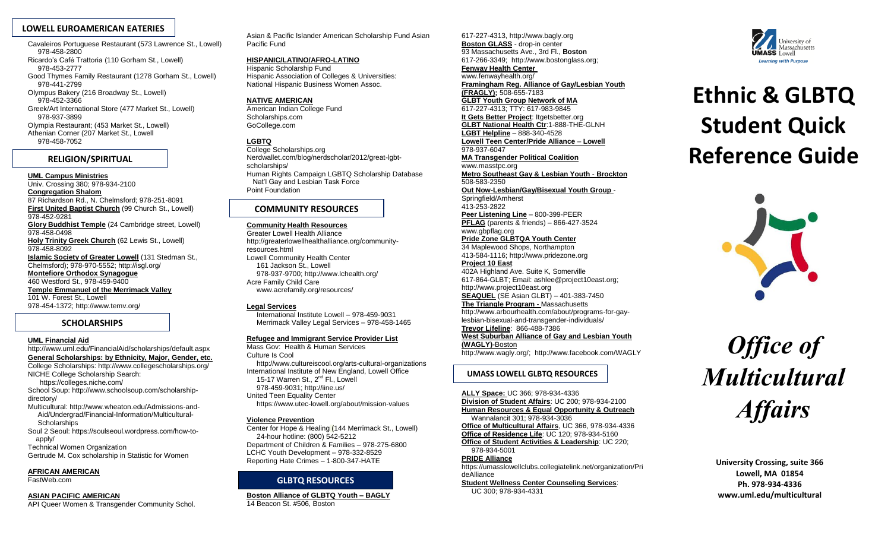## LOWELL EUROAMERICAN EATERIES

Cavaleiros Portuguese Restaurant (573 Lawrence St., Lowell) 978-458-2800
Ricardo's Café Trattoria (110 Gorham St., Lowell) 978-453-2777
Good Thymes Family Restaurant (1278 Gorham St., Lowell) 978-441-2799
Olympus Bakery (216 Broadway St., Lowell) 978-452-3366
Greek/Art International Store (477 Market St., Lowell) 978-937-3899
Olympia Restaurant; (453 Market St., Lowell)
Athenian Corner (207 Market St., Lowell 978-458-7052

## RELIGION/SPIRITUAL

**UML Campus Ministries**
Univ. Crossing 380; 978-934-2100
**Congregation Shalom**
87 Richardson Rd., N. Chelmsford; 978-251-8091
**First United Baptist Church** (99 Church St., Lowell)
978-452-9281
**Glory Buddhist Temple** (24 Cambridge street, Lowell)
978-458-0498
**Holy Trinity Greek Church** (62 Lewis St., Lowell)
978-458-8092
**Islamic Society of Greater Lowell** (131 Stedman St., Chelmsford); 978-970-5552; http://isgl.org/
**Montefiore Orthodox Synagogue**
460 Westford St., 978-459-9400
**Temple Emmanuel of the Merrimack Valley**
101 W. Forest St., Lowell
978-454-1372; http://www.temv.org/

## SCHOLARSHIPS

**UML Financial Aid**
http://www.uml.edu/FinancialAid/scholarships/default.aspx
**General Scholarships: by Ethnicity, Major, Gender, etc.**
College Scholarships: http://www.collegescholarships.org/
NICHE College Scholarship Search:
https://colleges.niche.com/
School Soup: http://www.schoolsoup.com/scholarship-directory/
Multicultural: http://www.wheaton.edu/Admissions-and-Aid/Undergrad/Financial-Information/Multicultural-Scholarships
Soul 2 Seoul: https://soulseoul.wordpress.com/how-to-apply/
Technical Women Organization
Gertrude M. Cox scholarship in Statistic for Women

**AFRICAN AMERICAN**
FastWeb.com

**ASIAN PACIFIC AMERICAN**
API Queer Women & Transgender Community Schol.
Asian & Pacific Islander American Scholarship Fund Asian Pacific Fund

**HISPANIC/LATINO/AFRO-LATINO**
Hispanic Scholarship Fund
Hispanic Association of Colleges & Universities:
National Hispanic Business Women Assoc.

**NATIVE AMERICAN**
American Indian College Fund
Scholarships.com
GoCollege.com

**LGBTQ**
College Scholarships.org
Nerdwallet.com/blog/nerdscholar/2012/great-lgbt-scholarships/
Human Rights Campaign LGBTQ Scholarship Database
Nat'l Gay and Lesbian Task Force
Point Foundation

## COMMUNITY RESOURCES

**Community Health Resources**
Greater Lowell Health Alliance
http://greaterlowellhealthalliance.org/community-resources.html
Lowell Community Health Center
161 Jackson St., Lowell
978-937-9700; http://www.lchealth.org/
Acre Family Child Care
www.acrefamily.org/resources/

**Legal Services**
International Institute Lowell – 978-459-9031
Merrimack Valley Legal Services – 978-458-1465

**Refugee and Immigrant Service Provider List**
Mass Gov: Health & Human Services
Culture Is Cool
http://www.cultureiscool.org/arts-cultural-organizations
International Institute of New England, Lowell Office
15-17 Warren St., 2nd Fl., Lowell
978-459-9031; http://iine.us/
United Teen Equality Center
https://www.utec-lowell.org/about/mission-values

**Violence Prevention**
Center for Hope & Healing (144 Merrimack St., Lowell)
24-hour hotline: (800) 542-5212
Department of Children & Families – 978-275-6800
LCHC Youth Development – 978-332-8529
Reporting Hate Crimes – 1-800-347-HATE

## GLBTQ RESOURCES

**Boston Alliance of GLBTQ Youth – BAGLY**
14 Beacon St. #506, Boston
617-227-4313, http://www.bagly.org
**Boston GLASS** - drop-in center
93 Massachusetts Ave., 3rd Fl., **Boston**
617-266-3349; http://www.bostonglass.org;
**Fenway Health Center**
www.fenwayhealth.org/
**Framingham Reg. Alliance of Gay/Lesbian Youth (FRAGLY);** 508-655-7183
**GLBT Youth Group Network of MA**
617-227-4313; TTY: 617-983-9845
**It Gets Better Project**: Itgetsbetter.org
**GLBT National Health Ctr**:1-888-THE-GLNH
**LGBT Helpline** – 888-340-4528
**Lowell Teen Center/Pride Alliance** – **Lowell**
978-937-6047
**MA Transgender Political Coalition**
www.masstpc.org
**Metro Southeast Gay & Lesbian Youth** - **Brockton**
508-583-2350
**Out Now-Lesbian/Gay/Bisexual Youth Group** - Springfield/Amherst
413-253-2822
**Peer Listening Line** – 800-399-PEER
**PFLAG** (parents & friends) – 866-427-3524
www.gbpflag.org
**Pride Zone GLBTQA Youth Center**
34 Maplewood Shops, Northampton
413-584-1116; http://www.pridezone.org
**Project 10 East**
402A Highland Ave. Suite K, Somerville
617-864-GLBT; Email: ashlee@project10east.org;
http://www.project10east.org
**SEAQUEL** (SE Asian GLBT) – 401-383-7450
**The Triangle Program -** Massachusetts
http://www.arbourhealth.com/about/programs-for-gay-lesbian-bisexual-and-transgender-individuals/
**Trevor Lifeline**: 866-488-7386
**West Suburban Alliance of Gay and Lesbian Youth (WAGLY)**-Boston
http://www.wagly.org/; http://www.facebook.com/WAGLY

## UMASS LOWELL GLBTQ RESOURCES

**ALLY Space:** UC 366; 978-934-4336
**Division of Student Affairs**: UC 200; 978-934-2100
**Human Resources & Equal Opportunity & Outreach**
Wannalancit 301; 978-934-3036
**Office of Multicultural Affairs**, UC 366, 978-934-4336
**Office of Residence Life**: UC 120; 978-934-5160
**Office of Student Activities & Leadership**: UC 220; 978-934-5001
**PRIDE Alliance**
https://umasslowellclubs.collegiatelink.net/organization/PrideAlliance
**Student Wellness Center Counseling Services**:
UC 300; 978-934-4331

University of Massachusetts
UMASS Lowell
*Learning with Purpose*

# Ethnic & GLBTQ Student Quick Reference Guide

*Office of Multicultural Affairs*

**University Crossing, suite 366**
**Lowell, MA 01854**
**Ph. 978-934-4336**
**www.uml.edu/multicultural**